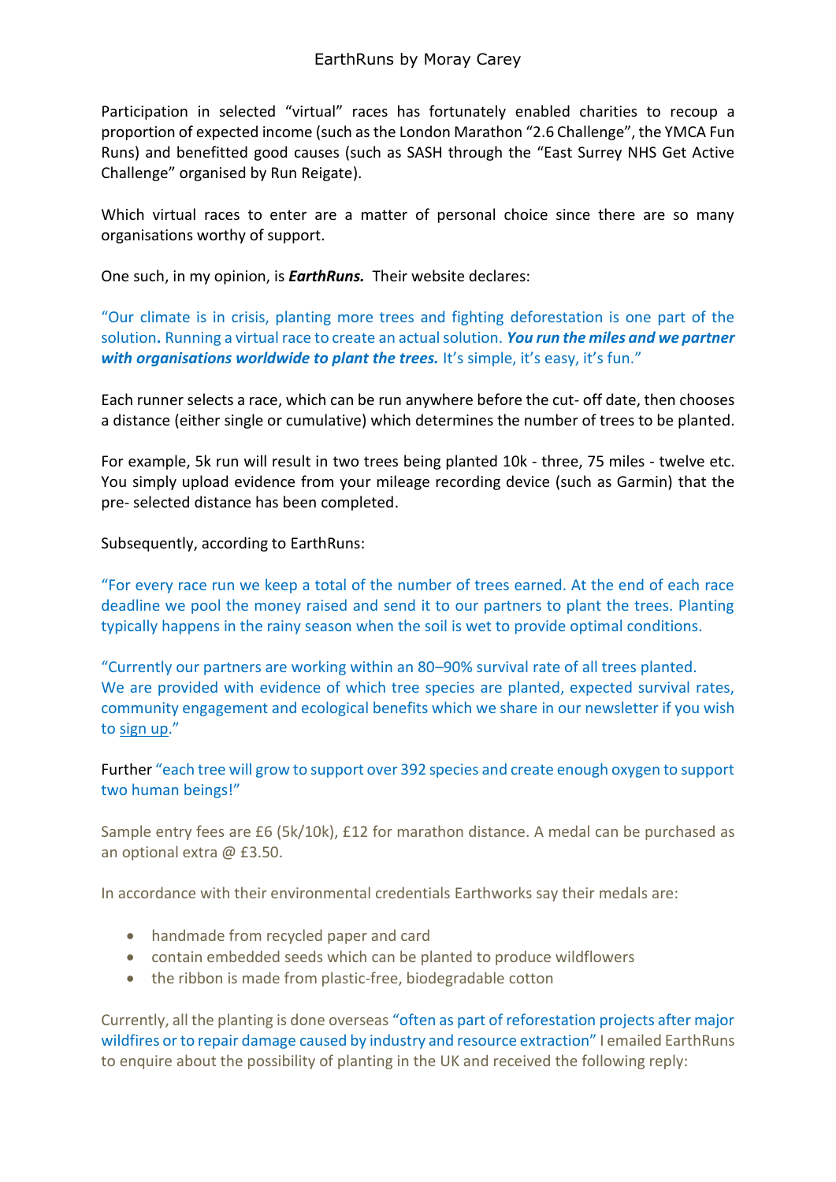# EarthRuns by Moray Carey

Participation in selected "virtual" races has fortunately enabled charities to recoup a proportion of expected income (such as the London Marathon "2.6 Challenge", the YMCA Fun Runs) and benefitted good causes (such as SASH through the "East Surrey NHS Get Active Challenge" organised by Run Reigate).

Which virtual races to enter are a matter of personal choice since there are so many organisations worthy of support.

One such, in my opinion, is ***EarthRuns.*** Their website declares:

"Our climate is in crisis, planting more trees and fighting deforestation is one part of the solution**.** Running a virtual race to create an actual solution. ***You run the miles and we partner with organisations worldwide to plant the trees.*** It's simple, it's easy, it's fun."

Each runner selects a race, which can be run anywhere before the cut- off date, then chooses a distance (either single or cumulative) which determines the number of trees to be planted.

For example, 5k run will result in two trees being planted 10k - three, 75 miles - twelve etc. You simply upload evidence from your mileage recording device (such as Garmin) that the pre- selected distance has been completed.

Subsequently, according to EarthRuns:

"For every race run we keep a total of the number of trees earned. At the end of each race deadline we pool the money raised and send it to our partners to plant the trees. Planting typically happens in the rainy season when the soil is wet to provide optimal conditions.

"Currently our partners are working within an 80–90% survival rate of all trees planted. We are provided with evidence of which tree species are planted, expected survival rates, community engagement and ecological benefits which we share in our newsletter if you wish to sign up."

Further "each tree will grow to support over 392 species and create enough oxygen to support two human beings!"

Sample entry fees are £6 (5k/10k), £12 for marathon distance. A medal can be purchased as an optional extra @ £3.50.

In accordance with their environmental credentials Earthworks say their medals are:

- handmade from recycled paper and card
- contain embedded seeds which can be planted to produce wildflowers
- the ribbon is made from plastic-free, biodegradable cotton

Currently, all the planting is done overseas "often as part of reforestation projects after major wildfires or to repair damage caused by industry and resource extraction" I emailed EarthRuns to enquire about the possibility of planting in the UK and received the following reply: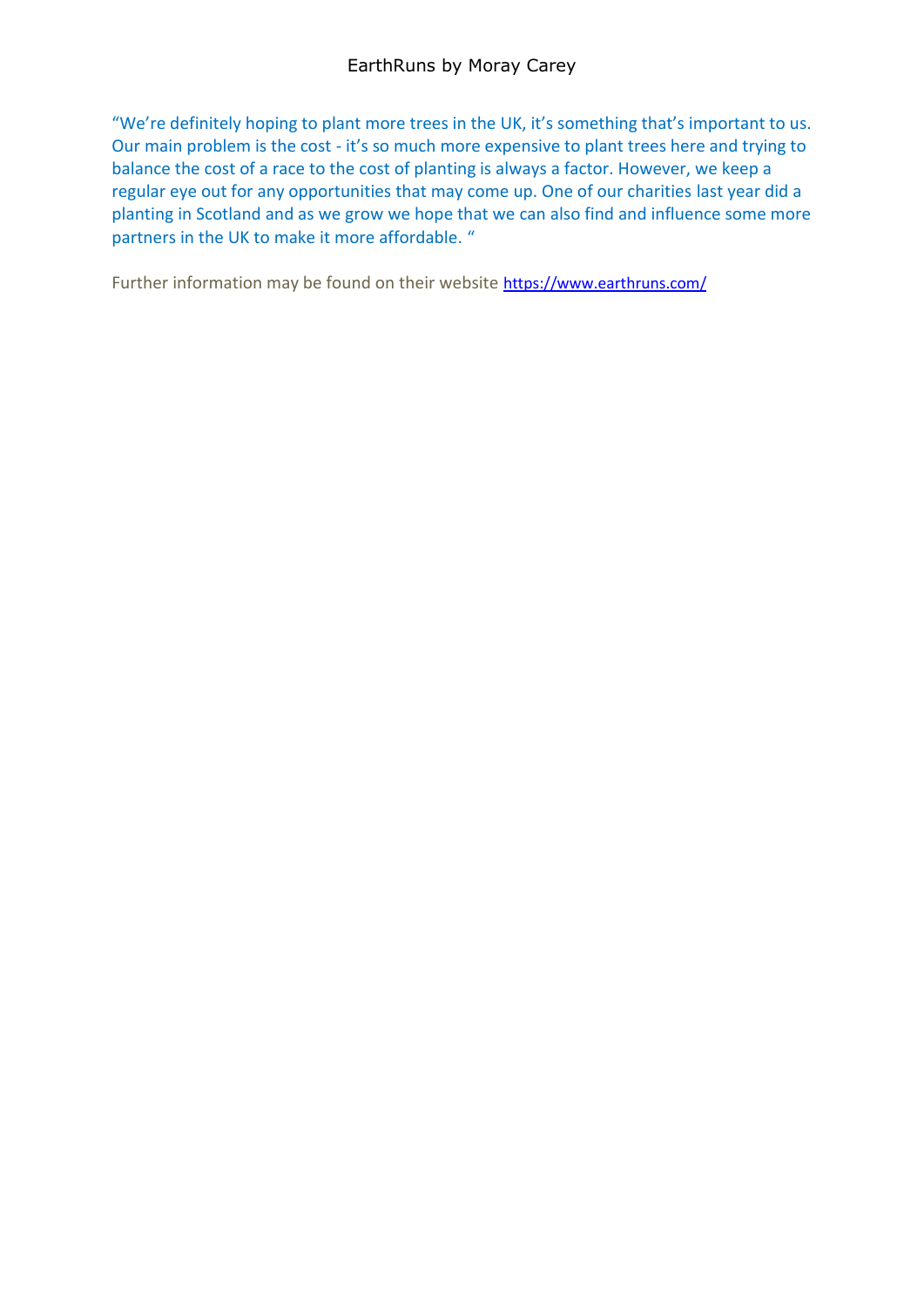"We're definitely hoping to plant more trees in the UK, it's something that's important to us. Our main problem is the cost - it's so much more expensive to plant trees here and trying to balance the cost of a race to the cost of planting is always a factor. However, we keep a regular eye out for any opportunities that may come up. One of our charities last year did a planting in Scotland and as we grow we hope that we can also find and influence some more partners in the UK to make it more affordable. "

Further information may be found on their website https://www.earthruns.com/